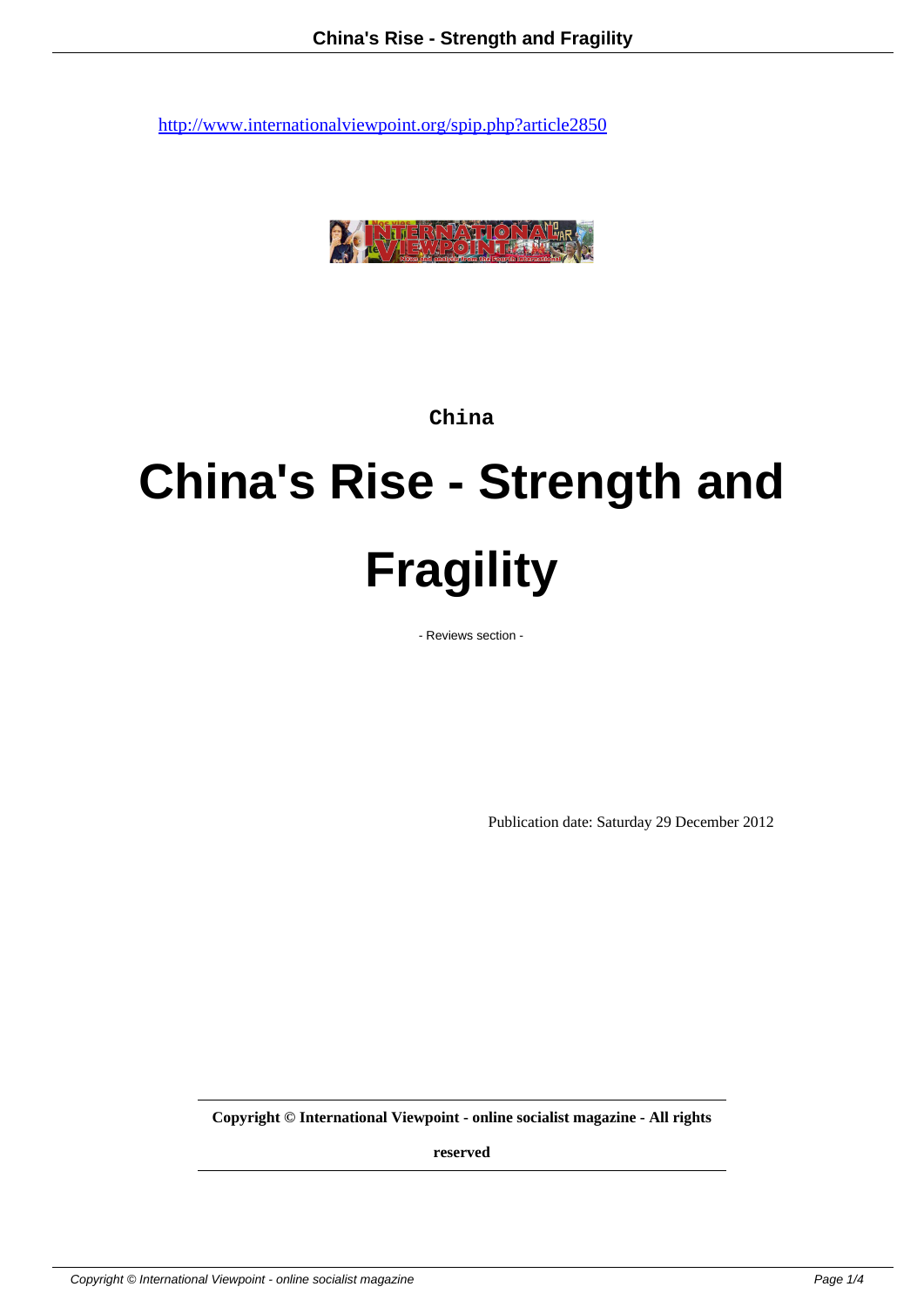http://www.internationalviewpoint.org/spip.php?article2850

China

# China's Rise - Strength and Fragility

- Reviews section -

Publication date: Saturday 29 December 2012

**Copyright © International Viewpoint - online socialist magazine - All rights reserved**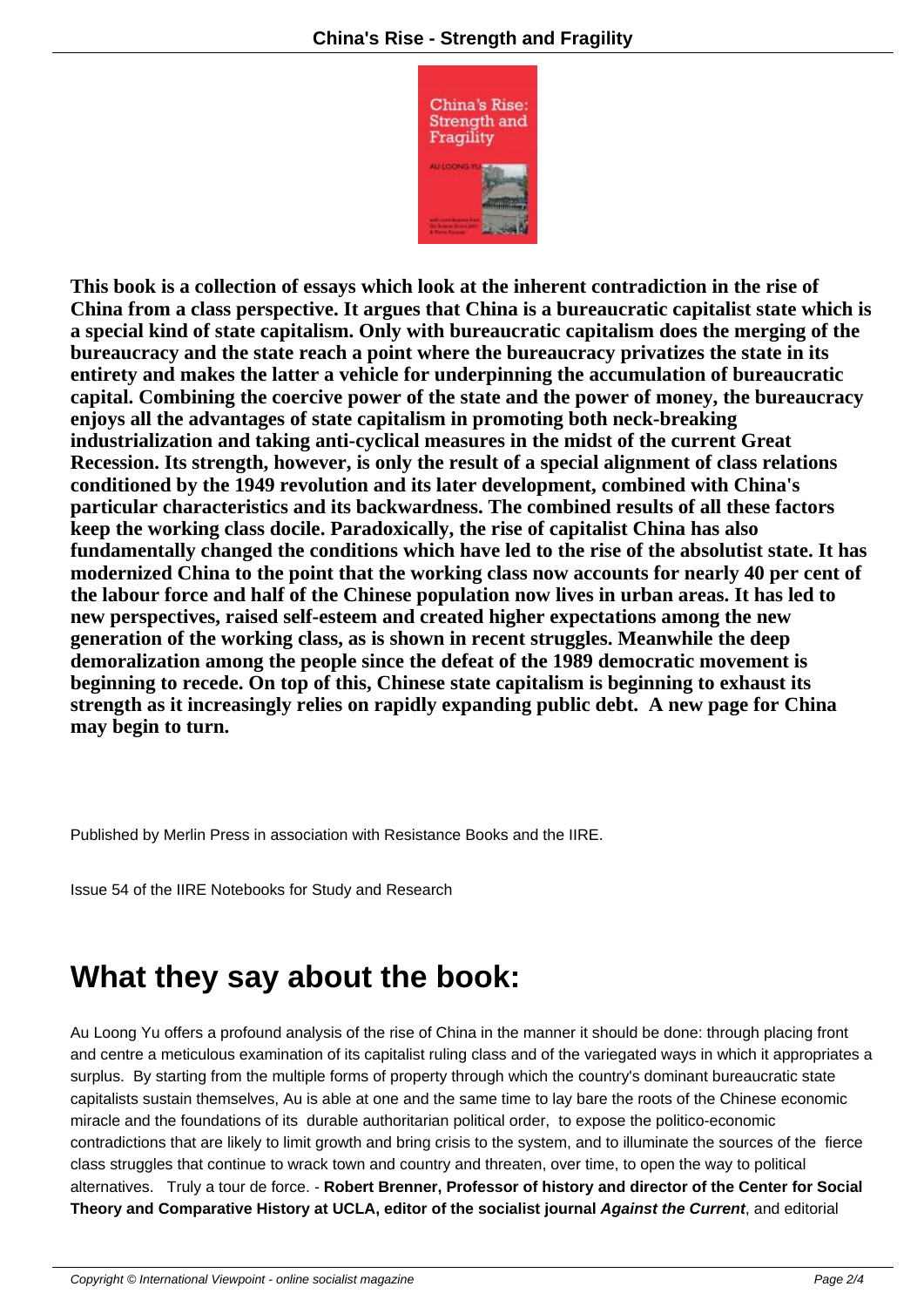**This book is a collection of essays which look at the inherent contradiction in the rise of China from a class perspective. It argues that China is a bureaucratic capitalist state which is a special kind of state capitalism. Only with bureaucratic capitalism does the merging of the bureaucracy and the state reach a point where the bureaucracy privatizes the state in its entirety and makes the latter a vehicle for underpinning the accumulation of bureaucratic capital. Combining the coercive power of the state and the power of money, the bureaucracy enjoys all the advantages of state capitalism in promoting both neck-breaking industrialization and taking anti-cyclical measures in the midst of the current Great Recession. Its strength, however, is only the result of a special alignment of class relations conditioned by the 1949 revolution and its later development, combined with China's particular characteristics and its backwardness. The combined results of all these factors keep the working class docile. Paradoxically, the rise of capitalist China has also fundamentally changed the conditions which have led to the rise of the absolutist state. It has modernized China to the point that the working class now accounts for nearly 40 per cent of the labour force and half of the Chinese population now lives in urban areas. It has led to new perspectives, raised self-esteem and created higher expectations among the new generation of the working class, as is shown in recent struggles. Meanwhile the deep demoralization among the people since the defeat of the 1989 democratic movement is beginning to recede. On top of this, Chinese state capitalism is beginning to exhaust its strength as it increasingly relies on rapidly expanding public debt. A new page for China may begin to turn.**

Published by Merlin Press in association with Resistance Books and the IIRE.

Issue 54 of the IIRE Notebooks for Study and Research

# What they say about the book:

Au Loong Yu offers a profound analysis of the rise of China in the manner it should be done: through placing front and centre a meticulous examination of its capitalist ruling class and of the variegated ways in which it appropriates a surplus. By starting from the multiple forms of property through which the country's dominant bureaucratic state capitalists sustain themselves, Au is able at one and the same time to lay bare the roots of the Chinese economic miracle and the foundations of its durable authoritarian political order, to expose the politico-economic contradictions that are likely to limit growth and bring crisis to the system, and to illuminate the sources of the fierce class struggles that continue to wrack town and country and threaten, over time, to open the way to political alternatives. Truly a tour de force. - **Robert Brenner, Professor of history and director of the Center for Social Theory and Comparative History at UCLA, editor of the socialist journal *Against the Current***, and editorial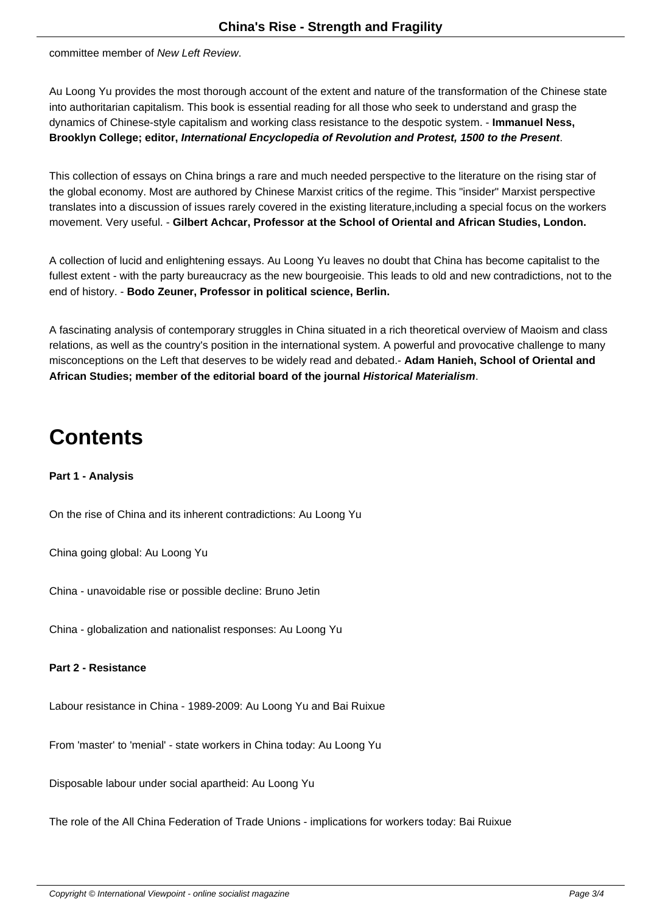committee member of *New Left Review*.

Au Loong Yu provides the most thorough account of the extent and nature of the transformation of the Chinese state into authoritarian capitalism. This book is essential reading for all those who seek to understand and grasp the dynamics of Chinese-style capitalism and working class resistance to the despotic system. - **Immanuel Ness, Brooklyn College; editor, *International Encyclopedia of Revolution and Protest, 1500 to the Present***.

This collection of essays on China brings a rare and much needed perspective to the literature on the rising star of the global economy. Most are authored by Chinese Marxist critics of the regime. This "insider" Marxist perspective translates into a discussion of issues rarely covered in the existing literature,including a special focus on the workers movement. Very useful. - **Gilbert Achcar, Professor at the School of Oriental and African Studies, London.**

A collection of lucid and enlightening essays. Au Loong Yu leaves no doubt that China has become capitalist to the fullest extent - with the party bureaucracy as the new bourgeoisie. This leads to old and new contradictions, not to the end of history. - **Bodo Zeuner, Professor in political science, Berlin.**

A fascinating analysis of contemporary struggles in China situated in a rich theoretical overview of Maoism and class relations, as well as the country's position in the international system. A powerful and provocative challenge to many misconceptions on the Left that deserves to be widely read and debated.- **Adam Hanieh, School of Oriental and African Studies; member of the editorial board of the journal *Historical Materialism***.

# Contents

**Part 1 - Analysis**

On the rise of China and its inherent contradictions: Au Loong Yu

China going global: Au Loong Yu

China - unavoidable rise or possible decline: Bruno Jetin

China - globalization and nationalist responses: Au Loong Yu

**Part 2 - Resistance**

Labour resistance in China - 1989-2009: Au Loong Yu and Bai Ruixue

From 'master' to 'menial' - state workers in China today: Au Loong Yu

Disposable labour under social apartheid: Au Loong Yu

The role of the All China Federation of Trade Unions - implications for workers today: Bai Ruixue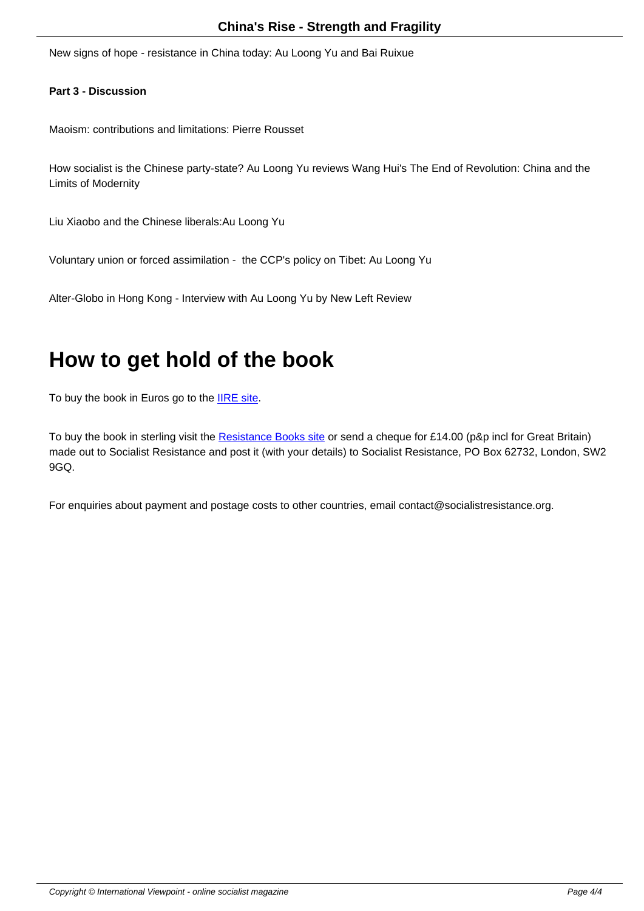New signs of hope - resistance in China today: Au Loong Yu and Bai Ruixue

**Part 3 - Discussion**

Maoism: contributions and limitations: Pierre Rousset

How socialist is the Chinese party-state? Au Loong Yu reviews Wang Hui's The End of Revolution: China and the Limits of Modernity

Liu Xiaobo and the Chinese liberals:Au Loong Yu

Voluntary union or forced assimilation - the CCP's policy on Tibet: Au Loong Yu

Alter-Globo in Hong Kong - Interview with Au Loong Yu by New Left Review

# How to get hold of the book

To buy the book in Euros go to the IIRE site.

To buy the book in sterling visit the Resistance Books site or send a cheque for £14.00 (p&p incl for Great Britain) made out to Socialist Resistance and post it (with your details) to Socialist Resistance, PO Box 62732, London, SW2 9GQ.

For enquiries about payment and postage costs to other countries, email contact@socialistresistance.org.